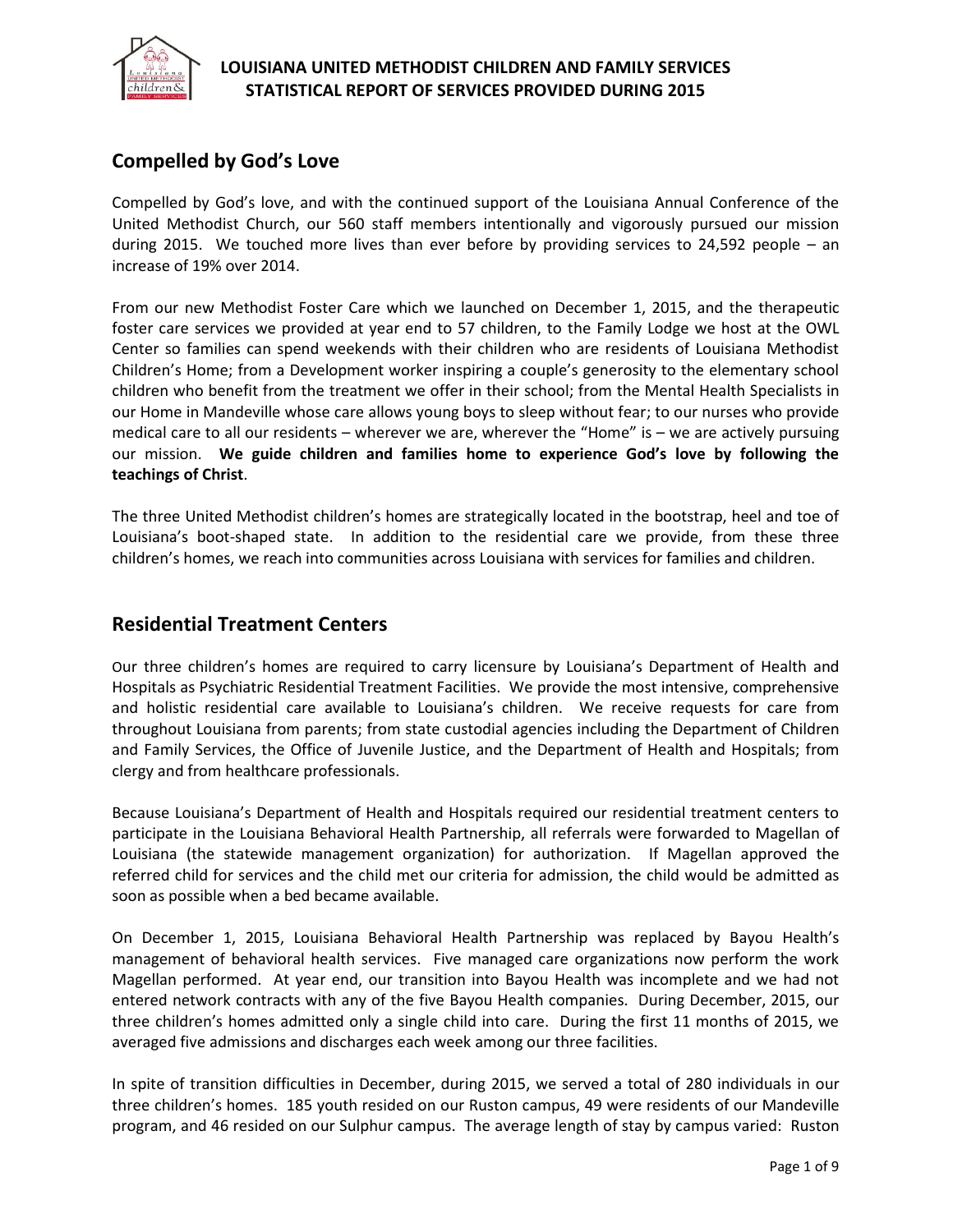# LOUISIANA UNITED METHODIST CHILDREN AND FAMILY SERVICES STATISTICAL REPORT OF SERVICES PROVIDED DURING 2015

## Compelled by God's Love

Compelled by God's love, and with the continued support of the Louisiana Annual Conference of the United Methodist Church, our 560 staff members intentionally and vigorously pursued our mission during 2015. We touched more lives than ever before by providing services to 24,592 people – an increase of 19% over 2014.

From our new Methodist Foster Care which we launched on December 1, 2015, and the therapeutic foster care services we provided at year end to 57 children, to the Family Lodge we host at the OWL Center so families can spend weekends with their children who are residents of Louisiana Methodist Children's Home; from a Development worker inspiring a couple's generosity to the elementary school children who benefit from the treatment we offer in their school; from the Mental Health Specialists in our Home in Mandeville whose care allows young boys to sleep without fear; to our nurses who provide medical care to all our residents – wherever we are, wherever the "Home" is – we are actively pursuing our mission. **We guide children and families home to experience God's love by following the teachings of Christ**.

The three United Methodist children's homes are strategically located in the bootstrap, heel and toe of Louisiana's boot-shaped state. In addition to the residential care we provide, from these three children's homes, we reach into communities across Louisiana with services for families and children.

## Residential Treatment Centers

Our three children's homes are required to carry licensure by Louisiana's Department of Health and Hospitals as Psychiatric Residential Treatment Facilities. We provide the most intensive, comprehensive and holistic residential care available to Louisiana's children. We receive requests for care from throughout Louisiana from parents; from state custodial agencies including the Department of Children and Family Services, the Office of Juvenile Justice, and the Department of Health and Hospitals; from clergy and from healthcare professionals.

Because Louisiana's Department of Health and Hospitals required our residential treatment centers to participate in the Louisiana Behavioral Health Partnership, all referrals were forwarded to Magellan of Louisiana (the statewide management organization) for authorization. If Magellan approved the referred child for services and the child met our criteria for admission, the child would be admitted as soon as possible when a bed became available.

On December 1, 2015, Louisiana Behavioral Health Partnership was replaced by Bayou Health's management of behavioral health services. Five managed care organizations now perform the work Magellan performed. At year end, our transition into Bayou Health was incomplete and we had not entered network contracts with any of the five Bayou Health companies. During December, 2015, our three children's homes admitted only a single child into care. During the first 11 months of 2015, we averaged five admissions and discharges each week among our three facilities.

In spite of transition difficulties in December, during 2015, we served a total of 280 individuals in our three children's homes. 185 youth resided on our Ruston campus, 49 were residents of our Mandeville program, and 46 resided on our Sulphur campus. The average length of stay by campus varied: Ruston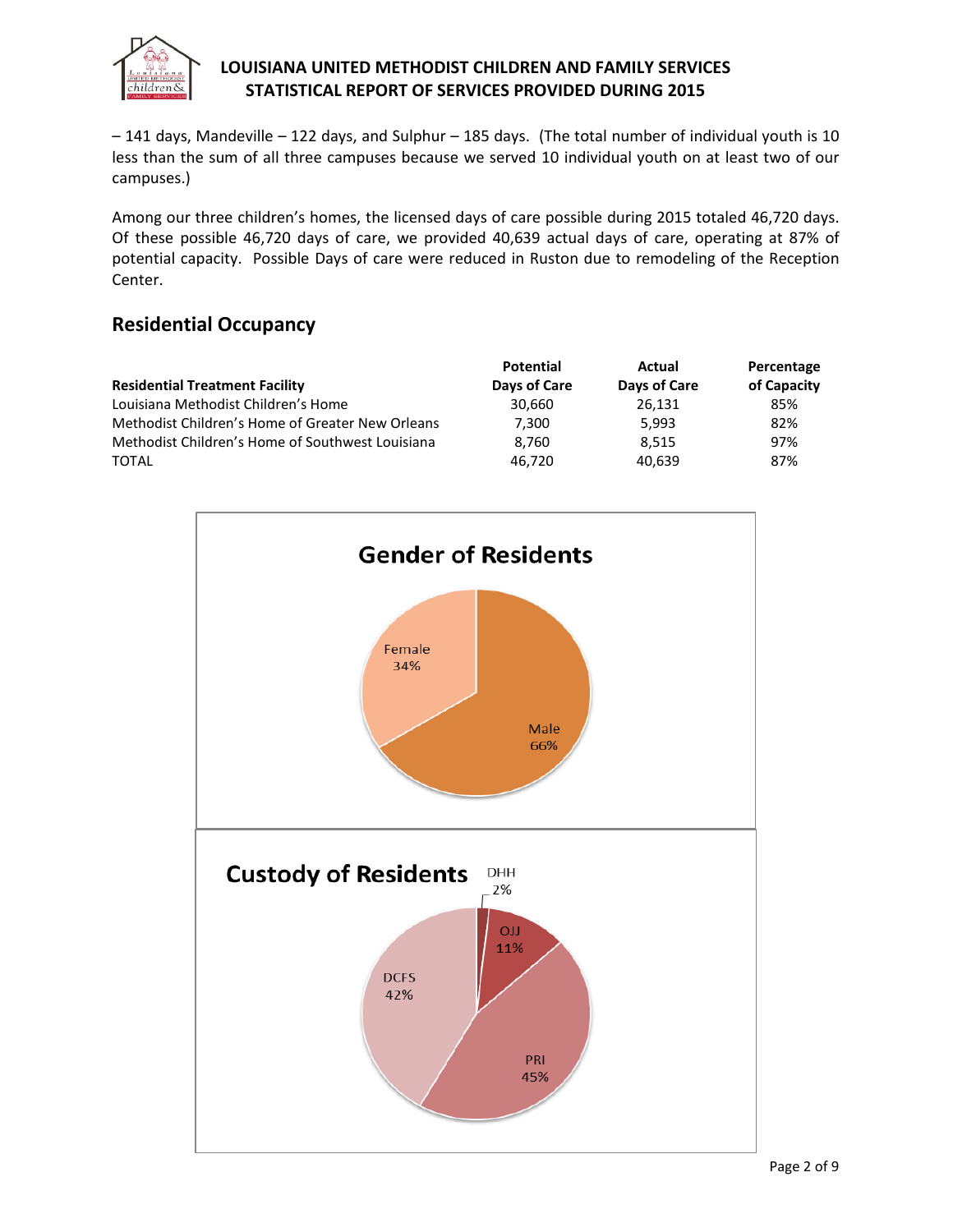– 141 days, Mandeville – 122 days, and Sulphur – 185 days. (The total number of individual youth is 10 less than the sum of all three campuses because we served 10 individual youth on at least two of our campuses.)

Among our three children's homes, the licensed days of care possible during 2015 totaled 46,720 days. Of these possible 46,720 days of care, we provided 40,639 actual days of care, operating at 87% of potential capacity. Possible Days of care were reduced in Ruston due to remodeling of the Reception Center.

## Residential Occupancy

| Residential Treatment Facility | Potential Days of Care | Actual Days of Care | Percentage of Capacity |
|---|---|---|---|
| Louisiana Methodist Children's Home | 30,660 | 26,131 | 85% |
| Methodist Children's Home of Greater New Orleans | 7,300 | 5,993 | 82% |
| Methodist Children's Home of Southwest Louisiana | 8,760 | 8,515 | 97% |
| TOTAL | 46,720 | 40,639 | 87% |

**Gender of Residents**

- Female 34%
- Male 66%

**Custody of Residents**

- DHH 2%
- OJJ 11%
- PRI 45%
- DCFS 42%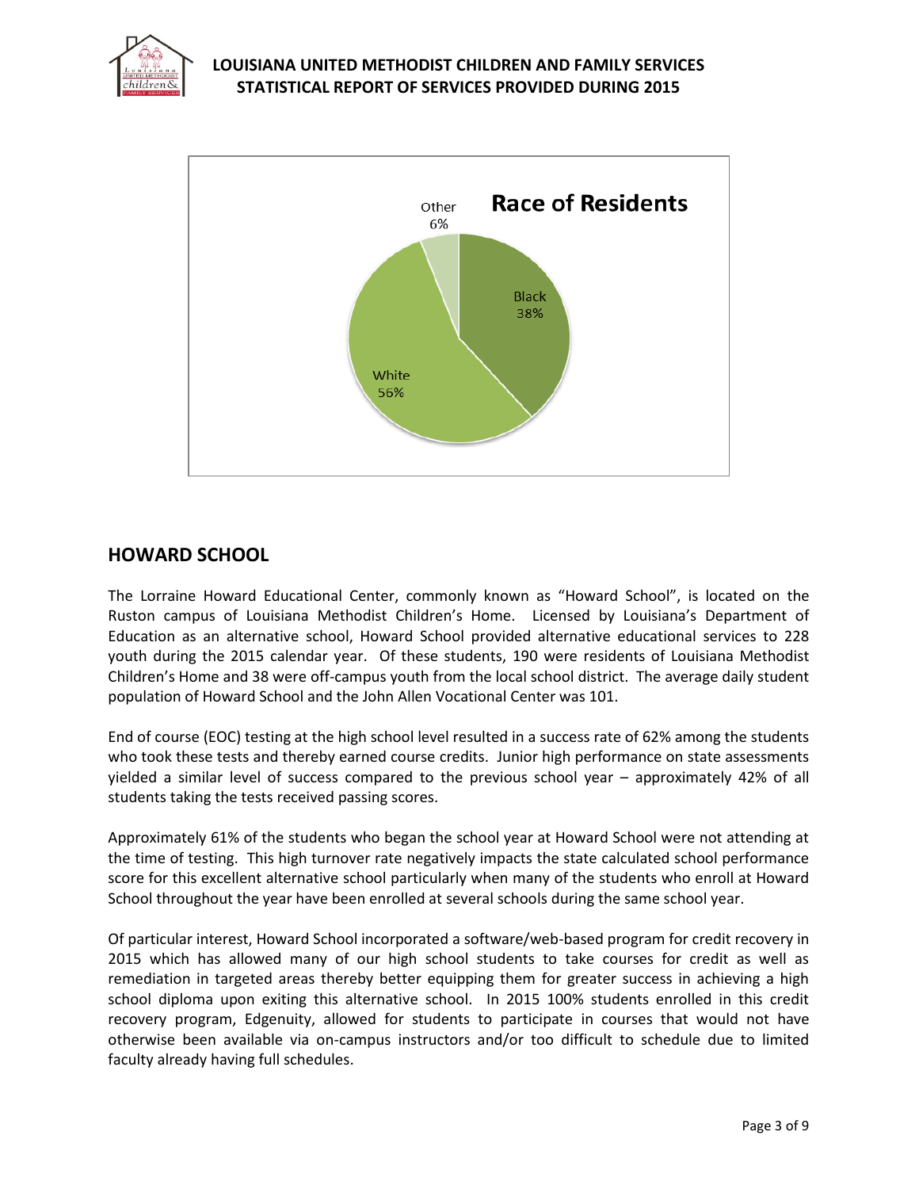**Race of Residents**

- Other 6%
- Black 38%
- White 56%

## HOWARD SCHOOL

The Lorraine Howard Educational Center, commonly known as "Howard School", is located on the Ruston campus of Louisiana Methodist Children's Home. Licensed by Louisiana's Department of Education as an alternative school, Howard School provided alternative educational services to 228 youth during the 2015 calendar year. Of these students, 190 were residents of Louisiana Methodist Children's Home and 38 were off-campus youth from the local school district. The average daily student population of Howard School and the John Allen Vocational Center was 101.

End of course (EOC) testing at the high school level resulted in a success rate of 62% among the students who took these tests and thereby earned course credits. Junior high performance on state assessments yielded a similar level of success compared to the previous school year – approximately 42% of all students taking the tests received passing scores.

Approximately 61% of the students who began the school year at Howard School were not attending at the time of testing. This high turnover rate negatively impacts the state calculated school performance score for this excellent alternative school particularly when many of the students who enroll at Howard School throughout the year have been enrolled at several schools during the same school year.

Of particular interest, Howard School incorporated a software/web-based program for credit recovery in 2015 which has allowed many of our high school students to take courses for credit as well as remediation in targeted areas thereby better equipping them for greater success in achieving a high school diploma upon exiting this alternative school. In 2015 100% students enrolled in this credit recovery program, Edgenuity, allowed for students to participate in courses that would not have otherwise been available via on-campus instructors and/or too difficult to schedule due to limited faculty already having full schedules.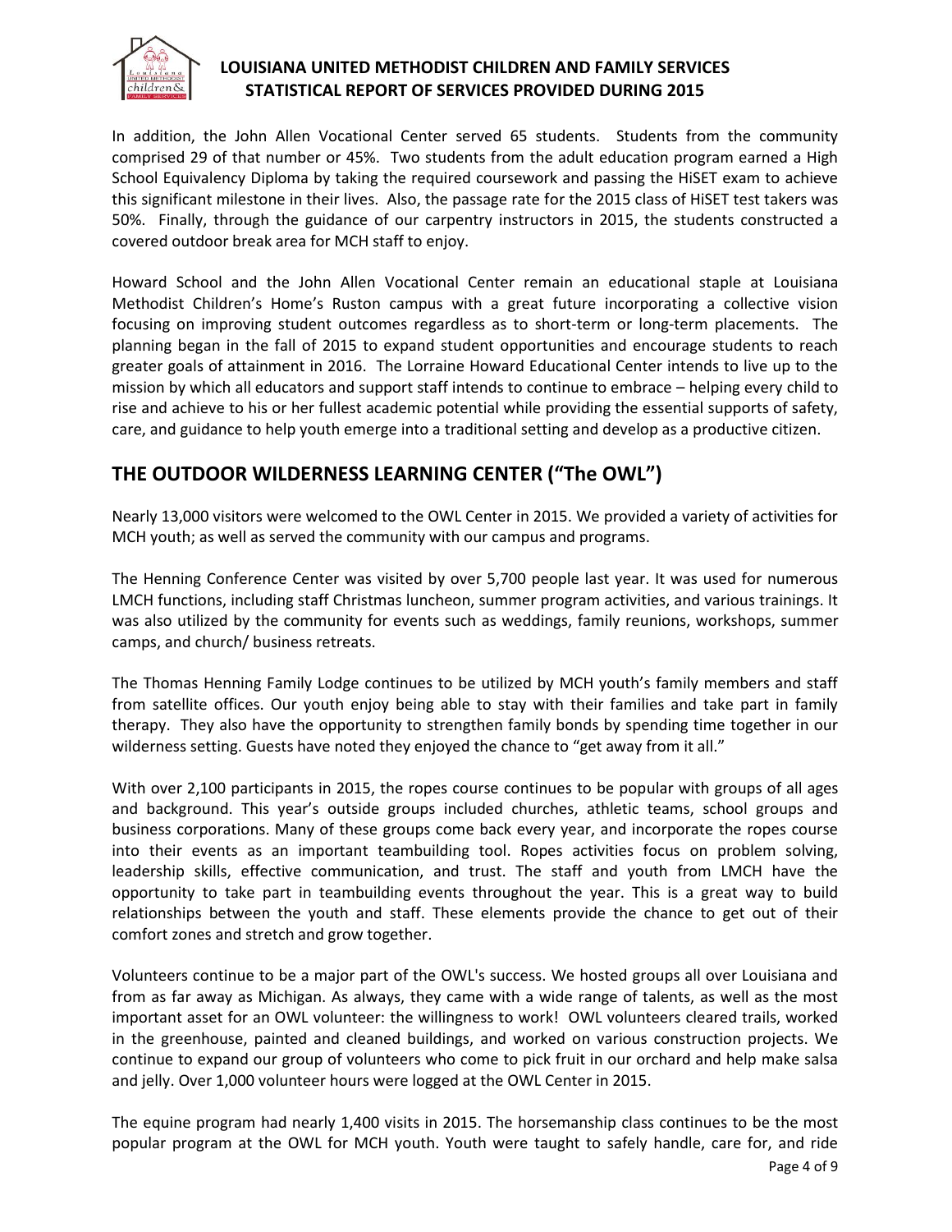In addition, the John Allen Vocational Center served 65 students. Students from the community comprised 29 of that number or 45%. Two students from the adult education program earned a High School Equivalency Diploma by taking the required coursework and passing the HiSET exam to achieve this significant milestone in their lives. Also, the passage rate for the 2015 class of HiSET test takers was 50%. Finally, through the guidance of our carpentry instructors in 2015, the students constructed a covered outdoor break area for MCH staff to enjoy.

Howard School and the John Allen Vocational Center remain an educational staple at Louisiana Methodist Children's Home's Ruston campus with a great future incorporating a collective vision focusing on improving student outcomes regardless as to short-term or long-term placements. The planning began in the fall of 2015 to expand student opportunities and encourage students to reach greater goals of attainment in 2016. The Lorraine Howard Educational Center intends to live up to the mission by which all educators and support staff intends to continue to embrace – helping every child to rise and achieve to his or her fullest academic potential while providing the essential supports of safety, care, and guidance to help youth emerge into a traditional setting and develop as a productive citizen.

## THE OUTDOOR WILDERNESS LEARNING CENTER ("The OWL")

Nearly 13,000 visitors were welcomed to the OWL Center in 2015. We provided a variety of activities for MCH youth; as well as served the community with our campus and programs.

The Henning Conference Center was visited by over 5,700 people last year. It was used for numerous LMCH functions, including staff Christmas luncheon, summer program activities, and various trainings. It was also utilized by the community for events such as weddings, family reunions, workshops, summer camps, and church/ business retreats.

The Thomas Henning Family Lodge continues to be utilized by MCH youth's family members and staff from satellite offices. Our youth enjoy being able to stay with their families and take part in family therapy. They also have the opportunity to strengthen family bonds by spending time together in our wilderness setting. Guests have noted they enjoyed the chance to "get away from it all."

With over 2,100 participants in 2015, the ropes course continues to be popular with groups of all ages and background. This year's outside groups included churches, athletic teams, school groups and business corporations. Many of these groups come back every year, and incorporate the ropes course into their events as an important teambuilding tool. Ropes activities focus on problem solving, leadership skills, effective communication, and trust. The staff and youth from LMCH have the opportunity to take part in teambuilding events throughout the year. This is a great way to build relationships between the youth and staff. These elements provide the chance to get out of their comfort zones and stretch and grow together.

Volunteers continue to be a major part of the OWL's success. We hosted groups all over Louisiana and from as far away as Michigan. As always, they came with a wide range of talents, as well as the most important asset for an OWL volunteer: the willingness to work! OWL volunteers cleared trails, worked in the greenhouse, painted and cleaned buildings, and worked on various construction projects. We continue to expand our group of volunteers who come to pick fruit in our orchard and help make salsa and jelly. Over 1,000 volunteer hours were logged at the OWL Center in 2015.

The equine program had nearly 1,400 visits in 2015. The horsemanship class continues to be the most popular program at the OWL for MCH youth. Youth were taught to safely handle, care for, and ride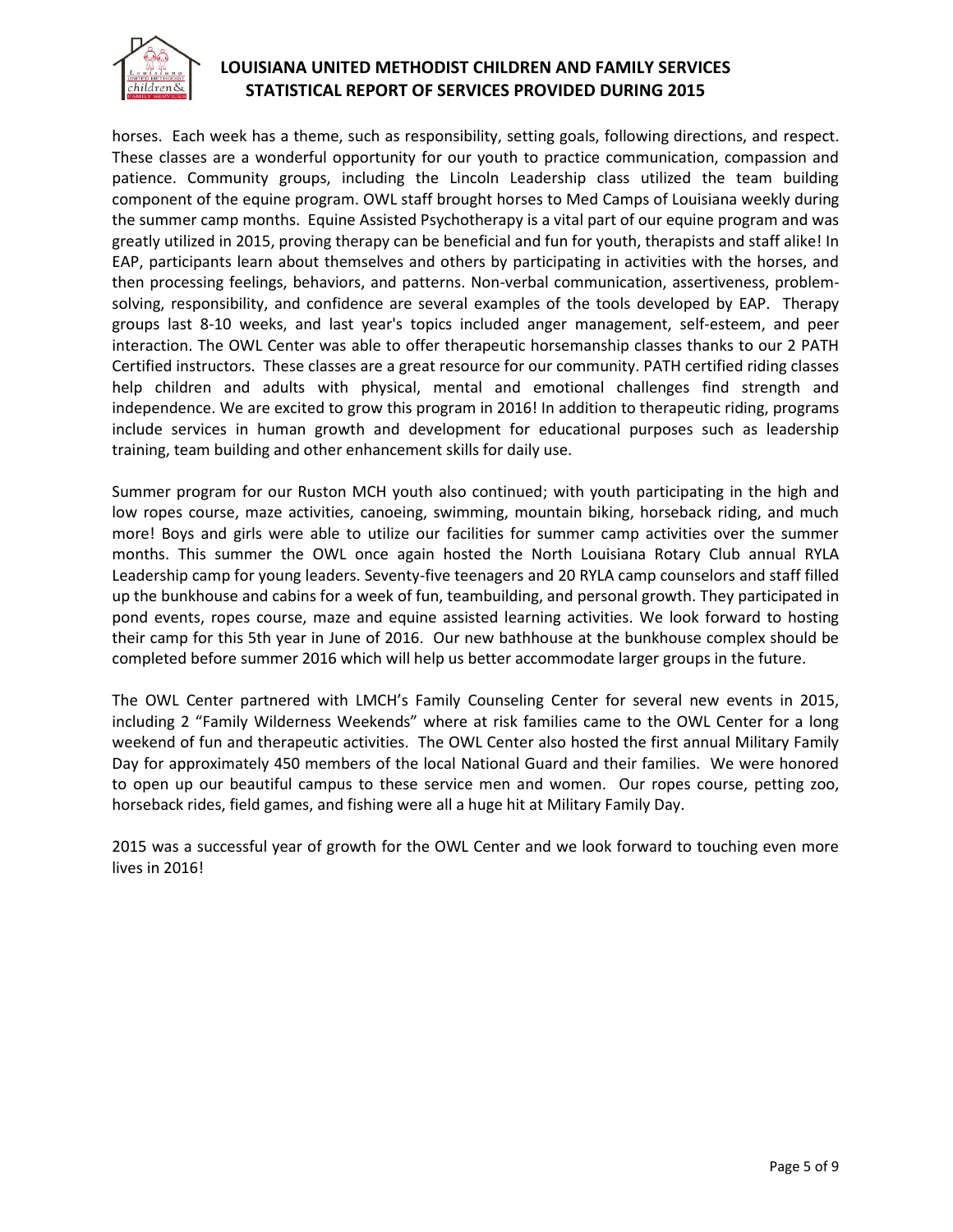horses. Each week has a theme, such as responsibility, setting goals, following directions, and respect. These classes are a wonderful opportunity for our youth to practice communication, compassion and patience. Community groups, including the Lincoln Leadership class utilized the team building component of the equine program. OWL staff brought horses to Med Camps of Louisiana weekly during the summer camp months. Equine Assisted Psychotherapy is a vital part of our equine program and was greatly utilized in 2015, proving therapy can be beneficial and fun for youth, therapists and staff alike! In EAP, participants learn about themselves and others by participating in activities with the horses, and then processing feelings, behaviors, and patterns. Non-verbal communication, assertiveness, problem-solving, responsibility, and confidence are several examples of the tools developed by EAP. Therapy groups last 8-10 weeks, and last year's topics included anger management, self-esteem, and peer interaction. The OWL Center was able to offer therapeutic horsemanship classes thanks to our 2 PATH Certified instructors. These classes are a great resource for our community. PATH certified riding classes help children and adults with physical, mental and emotional challenges find strength and independence. We are excited to grow this program in 2016! In addition to therapeutic riding, programs include services in human growth and development for educational purposes such as leadership training, team building and other enhancement skills for daily use.

Summer program for our Ruston MCH youth also continued; with youth participating in the high and low ropes course, maze activities, canoeing, swimming, mountain biking, horseback riding, and much more! Boys and girls were able to utilize our facilities for summer camp activities over the summer months. This summer the OWL once again hosted the North Louisiana Rotary Club annual RYLA Leadership camp for young leaders. Seventy-five teenagers and 20 RYLA camp counselors and staff filled up the bunkhouse and cabins for a week of fun, teambuilding, and personal growth. They participated in pond events, ropes course, maze and equine assisted learning activities. We look forward to hosting their camp for this 5th year in June of 2016. Our new bathhouse at the bunkhouse complex should be completed before summer 2016 which will help us better accommodate larger groups in the future.

The OWL Center partnered with LMCH's Family Counseling Center for several new events in 2015, including 2 "Family Wilderness Weekends" where at risk families came to the OWL Center for a long weekend of fun and therapeutic activities. The OWL Center also hosted the first annual Military Family Day for approximately 450 members of the local National Guard and their families. We were honored to open up our beautiful campus to these service men and women. Our ropes course, petting zoo, horseback rides, field games, and fishing were all a huge hit at Military Family Day.

2015 was a successful year of growth for the OWL Center and we look forward to touching even more lives in 2016!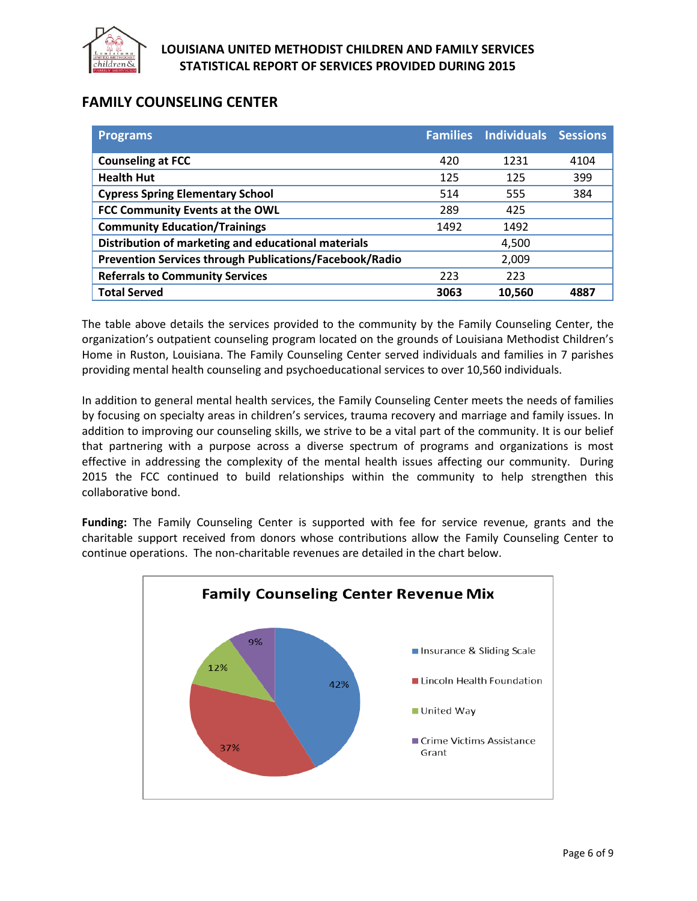# LOUISIANA UNITED METHODIST CHILDREN AND FAMILY SERVICES
# STATISTICAL REPORT OF SERVICES PROVIDED DURING 2015

## FAMILY COUNSELING CENTER

| Programs | Families | Individuals | Sessions |
|---|---|---|---|
| **Counseling at FCC** | 420 | 1231 | 4104 |
| **Health Hut** | 125 | 125 | 399 |
| **Cypress Spring Elementary School** | 514 | 555 | 384 |
| **FCC Community Events at the OWL** | 289 | 425 | |
| **Community Education/Trainings** | 1492 | 1492 | |
| **Distribution of marketing and educational materials** | | 4,500 | |
| **Prevention Services through Publications/Facebook/Radio** | | 2,009 | |
| **Referrals to Community Services** | 223 | 223 | |
| **Total Served** | **3063** | **10,560** | **4887** |

The table above details the services provided to the community by the Family Counseling Center, the organization's outpatient counseling program located on the grounds of Louisiana Methodist Children's Home in Ruston, Louisiana. The Family Counseling Center served individuals and families in 7 parishes providing mental health counseling and psychoeducational services to over 10,560 individuals.

In addition to general mental health services, the Family Counseling Center meets the needs of families by focusing on specialty areas in children's services, trauma recovery and marriage and family issues. In addition to improving our counseling skills, we strive to be a vital part of the community. It is our belief that partnering with a purpose across a diverse spectrum of programs and organizations is most effective in addressing the complexity of the mental health issues affecting our community. During 2015 the FCC continued to build relationships within the community to help strengthen this collaborative bond.

**Funding:** The Family Counseling Center is supported with fee for service revenue, grants and the charitable support received from donors whose contributions allow the Family Counseling Center to continue operations. The non-charitable revenues are detailed in the chart below.

**Family Counseling Center Revenue Mix**

| Source | Percentage |
|---|---|
| Insurance & Sliding Scale | 42% |
| Lincoln Health Foundation | 37% |
| United Way | 12% |
| Crime Victims Assistance Grant | 9% |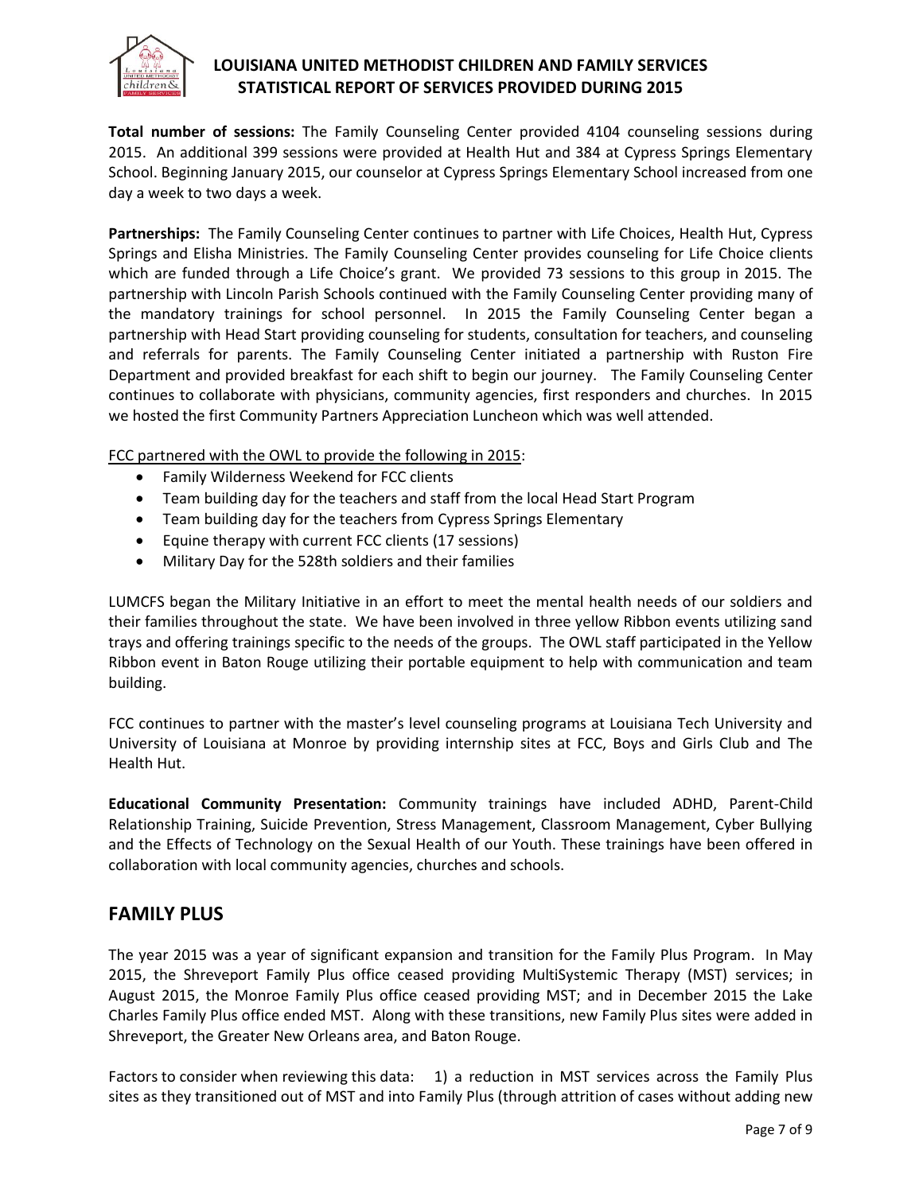**Total number of sessions:** The Family Counseling Center provided 4104 counseling sessions during 2015. An additional 399 sessions were provided at Health Hut and 384 at Cypress Springs Elementary School. Beginning January 2015, our counselor at Cypress Springs Elementary School increased from one day a week to two days a week.

**Partnerships:** The Family Counseling Center continues to partner with Life Choices, Health Hut, Cypress Springs and Elisha Ministries. The Family Counseling Center provides counseling for Life Choice clients which are funded through a Life Choice's grant. We provided 73 sessions to this group in 2015. The partnership with Lincoln Parish Schools continued with the Family Counseling Center providing many of the mandatory trainings for school personnel. In 2015 the Family Counseling Center began a partnership with Head Start providing counseling for students, consultation for teachers, and counseling and referrals for parents. The Family Counseling Center initiated a partnership with Ruston Fire Department and provided breakfast for each shift to begin our journey. The Family Counseling Center continues to collaborate with physicians, community agencies, first responders and churches. In 2015 we hosted the first Community Partners Appreciation Luncheon which was well attended.

FCC partnered with the OWL to provide the following in 2015:

- Family Wilderness Weekend for FCC clients
- Team building day for the teachers and staff from the local Head Start Program
- Team building day for the teachers from Cypress Springs Elementary
- Equine therapy with current FCC clients (17 sessions)
- Military Day for the 528th soldiers and their families

LUMCFS began the Military Initiative in an effort to meet the mental health needs of our soldiers and their families throughout the state. We have been involved in three yellow Ribbon events utilizing sand trays and offering trainings specific to the needs of the groups. The OWL staff participated in the Yellow Ribbon event in Baton Rouge utilizing their portable equipment to help with communication and team building.

FCC continues to partner with the master's level counseling programs at Louisiana Tech University and University of Louisiana at Monroe by providing internship sites at FCC, Boys and Girls Club and The Health Hut.

**Educational Community Presentation:** Community trainings have included ADHD, Parent-Child Relationship Training, Suicide Prevention, Stress Management, Classroom Management, Cyber Bullying and the Effects of Technology on the Sexual Health of our Youth. These trainings have been offered in collaboration with local community agencies, churches and schools.

## FAMILY PLUS

The year 2015 was a year of significant expansion and transition for the Family Plus Program. In May 2015, the Shreveport Family Plus office ceased providing MultiSystemic Therapy (MST) services; in August 2015, the Monroe Family Plus office ceased providing MST; and in December 2015 the Lake Charles Family Plus office ended MST. Along with these transitions, new Family Plus sites were added in Shreveport, the Greater New Orleans area, and Baton Rouge.

Factors to consider when reviewing this data: 1) a reduction in MST services across the Family Plus sites as they transitioned out of MST and into Family Plus (through attrition of cases without adding new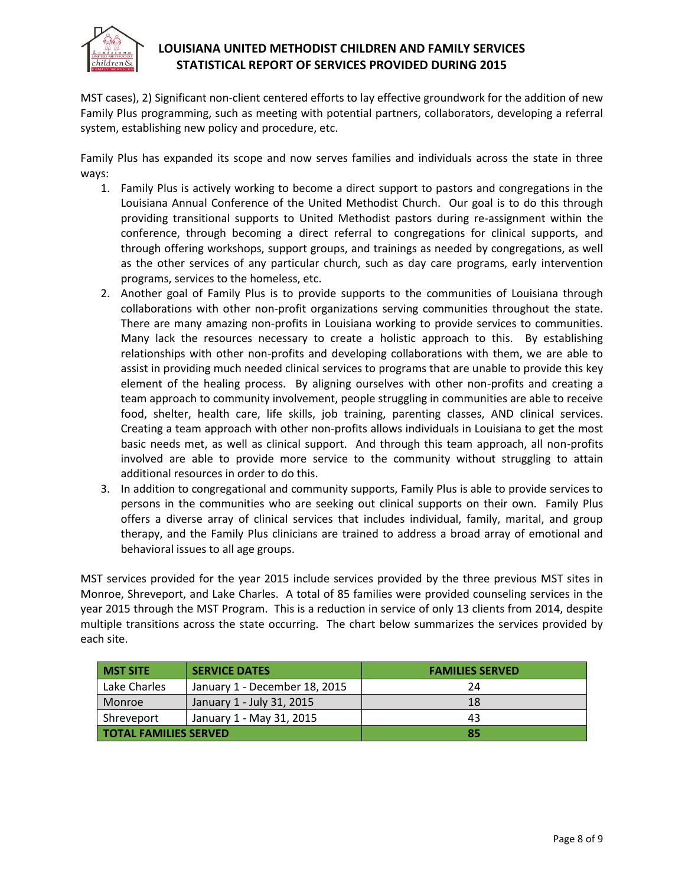MST cases), 2) Significant non-client centered efforts to lay effective groundwork for the addition of new Family Plus programming, such as meeting with potential partners, collaborators, developing a referral system, establishing new policy and procedure, etc.

Family Plus has expanded its scope and now serves families and individuals across the state in three ways:

1. Family Plus is actively working to become a direct support to pastors and congregations in the Louisiana Annual Conference of the United Methodist Church. Our goal is to do this through providing transitional supports to United Methodist pastors during re-assignment within the conference, through becoming a direct referral to congregations for clinical supports, and through offering workshops, support groups, and trainings as needed by congregations, as well as the other services of any particular church, such as day care programs, early intervention programs, services to the homeless, etc.
2. Another goal of Family Plus is to provide supports to the communities of Louisiana through collaborations with other non-profit organizations serving communities throughout the state. There are many amazing non-profits in Louisiana working to provide services to communities. Many lack the resources necessary to create a holistic approach to this. By establishing relationships with other non-profits and developing collaborations with them, we are able to assist in providing much needed clinical services to programs that are unable to provide this key element of the healing process. By aligning ourselves with other non-profits and creating a team approach to community involvement, people struggling in communities are able to receive food, shelter, health care, life skills, job training, parenting classes, AND clinical services. Creating a team approach with other non-profits allows individuals in Louisiana to get the most basic needs met, as well as clinical support. And through this team approach, all non-profits involved are able to provide more service to the community without struggling to attain additional resources in order to do this.
3. In addition to congregational and community supports, Family Plus is able to provide services to persons in the communities who are seeking out clinical supports on their own. Family Plus offers a diverse array of clinical services that includes individual, family, marital, and group therapy, and the Family Plus clinicians are trained to address a broad array of emotional and behavioral issues to all age groups.

MST services provided for the year 2015 include services provided by the three previous MST sites in Monroe, Shreveport, and Lake Charles. A total of 85 families were provided counseling services in the year 2015 through the MST Program. This is a reduction in service of only 13 clients from 2014, despite multiple transitions across the state occurring. The chart below summarizes the services provided by each site.

| MST SITE | SERVICE DATES | FAMILIES SERVED |
|---|---|---|
| Lake Charles | January 1 - December 18, 2015 | 24 |
| Monroe | January 1 - July 31, 2015 | 18 |
| Shreveport | January 1 - May 31, 2015 | 43 |
| **TOTAL FAMILIES SERVED** | | **85** |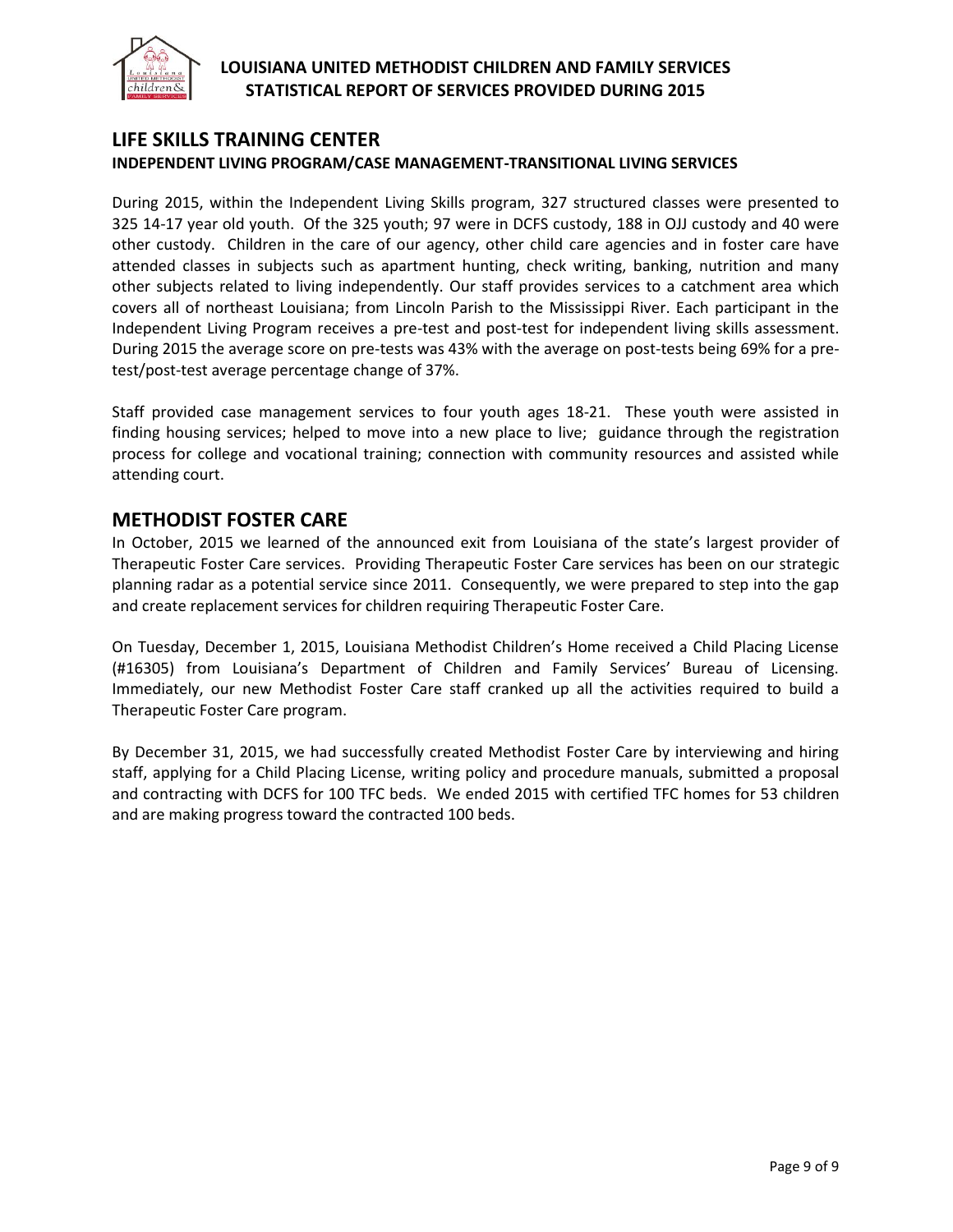## LIFE SKILLS TRAINING CENTER

**INDEPENDENT LIVING PROGRAM/CASE MANAGEMENT-TRANSITIONAL LIVING SERVICES**

During 2015, within the Independent Living Skills program, 327 structured classes were presented to 325 14-17 year old youth. Of the 325 youth; 97 were in DCFS custody, 188 in OJJ custody and 40 were other custody. Children in the care of our agency, other child care agencies and in foster care have attended classes in subjects such as apartment hunting, check writing, banking, nutrition and many other subjects related to living independently. Our staff provides services to a catchment area which covers all of northeast Louisiana; from Lincoln Parish to the Mississippi River. Each participant in the Independent Living Program receives a pre-test and post-test for independent living skills assessment. During 2015 the average score on pre-tests was 43% with the average on post-tests being 69% for a pre-test/post-test average percentage change of 37%.

Staff provided case management services to four youth ages 18-21. These youth were assisted in finding housing services; helped to move into a new place to live; guidance through the registration process for college and vocational training; connection with community resources and assisted while attending court.

## METHODIST FOSTER CARE

In October, 2015 we learned of the announced exit from Louisiana of the state's largest provider of Therapeutic Foster Care services. Providing Therapeutic Foster Care services has been on our strategic planning radar as a potential service since 2011. Consequently, we were prepared to step into the gap and create replacement services for children requiring Therapeutic Foster Care.

On Tuesday, December 1, 2015, Louisiana Methodist Children's Home received a Child Placing License (#16305) from Louisiana's Department of Children and Family Services' Bureau of Licensing. Immediately, our new Methodist Foster Care staff cranked up all the activities required to build a Therapeutic Foster Care program.

By December 31, 2015, we had successfully created Methodist Foster Care by interviewing and hiring staff, applying for a Child Placing License, writing policy and procedure manuals, submitted a proposal and contracting with DCFS for 100 TFC beds. We ended 2015 with certified TFC homes for 53 children and are making progress toward the contracted 100 beds.